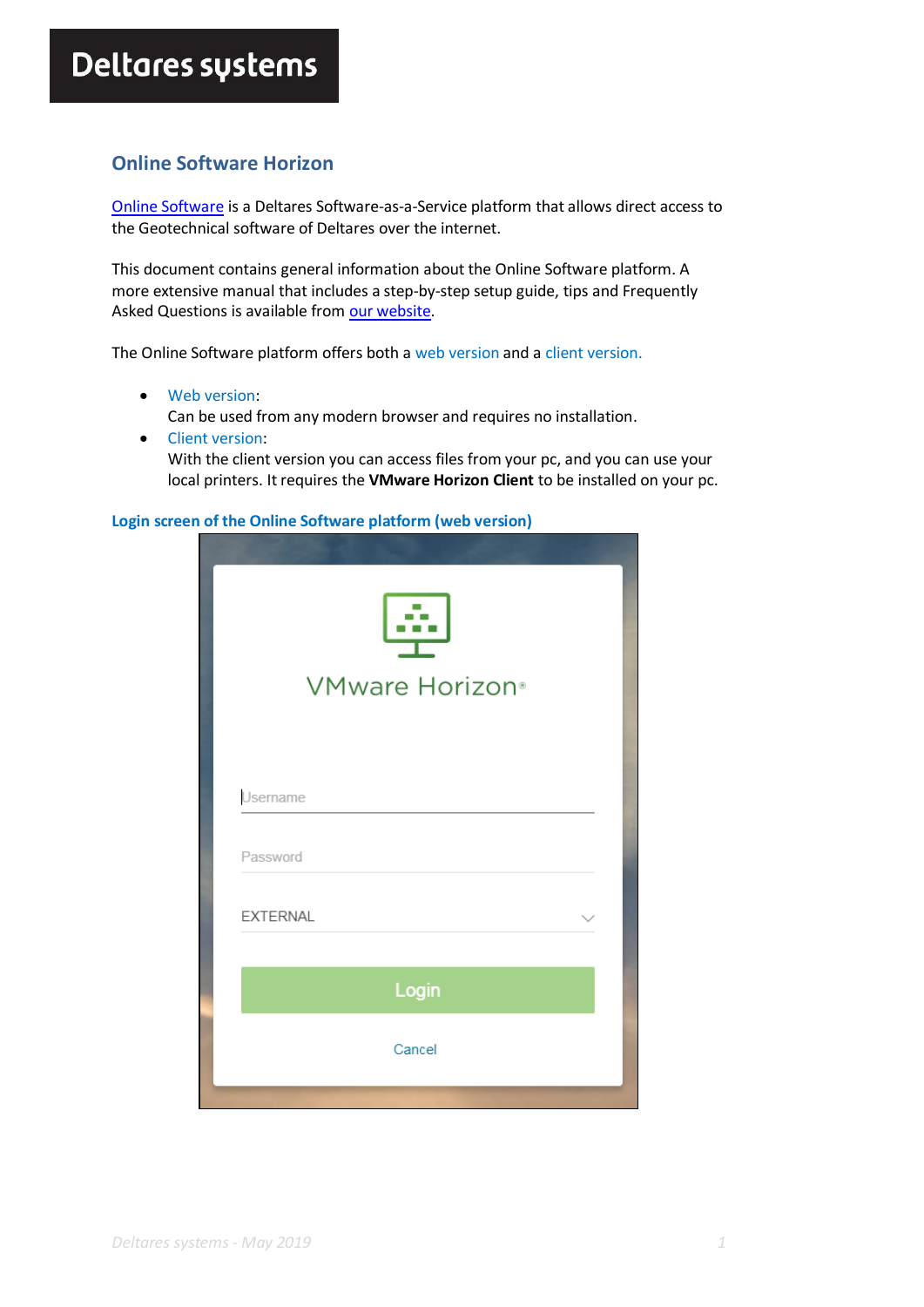# Deltares systems

## Online Software Horizon

Online Software is a Deltares Software-as-a-Service platform that allows direct access to the Geotechnical software of Deltares over the internet.

This document contains general information about the Online Software platform. A more extensive manual that includes a step-by-step setup guide, tips and Frequently Asked Questions is available from our website.

The Online Software platform offers both a web version and a client version.

- Web version:
  Can be used from any modern browser and requires no installation.
- Client version:
  With the client version you can access files from your pc, and you can use your local printers. It requires the **VMware Horizon Client** to be installed on your pc.

### Login screen of the Online Software platform (web version)

VMware Horizon®

Username

Password

EXTERNAL

Login

Cancel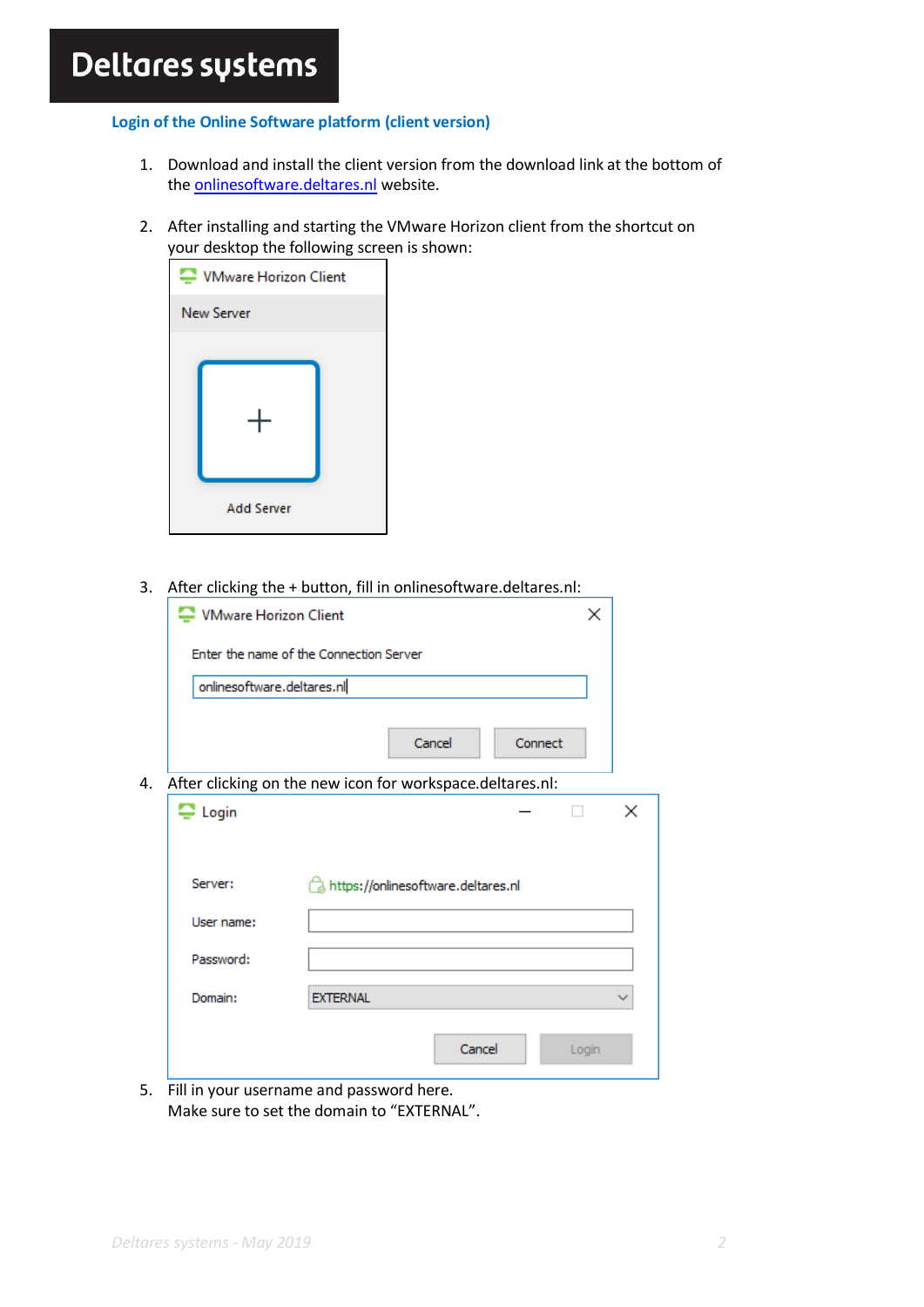# Deltares systems

## Login of the Online Software platform (client version)

1. Download and install the client version from the download link at the bottom of the [onlinesoftware.deltares.nl](onlinesoftware.deltares.nl) website.

2. After installing and starting the VMware Horizon client from the shortcut on your desktop the following screen is shown:

3. After clicking the + button, fill in onlinesoftware.deltares.nl:

4. After clicking on the new icon for workspace.deltares.nl:

5. Fill in your username and password here.
   Make sure to set the domain to “EXTERNAL”.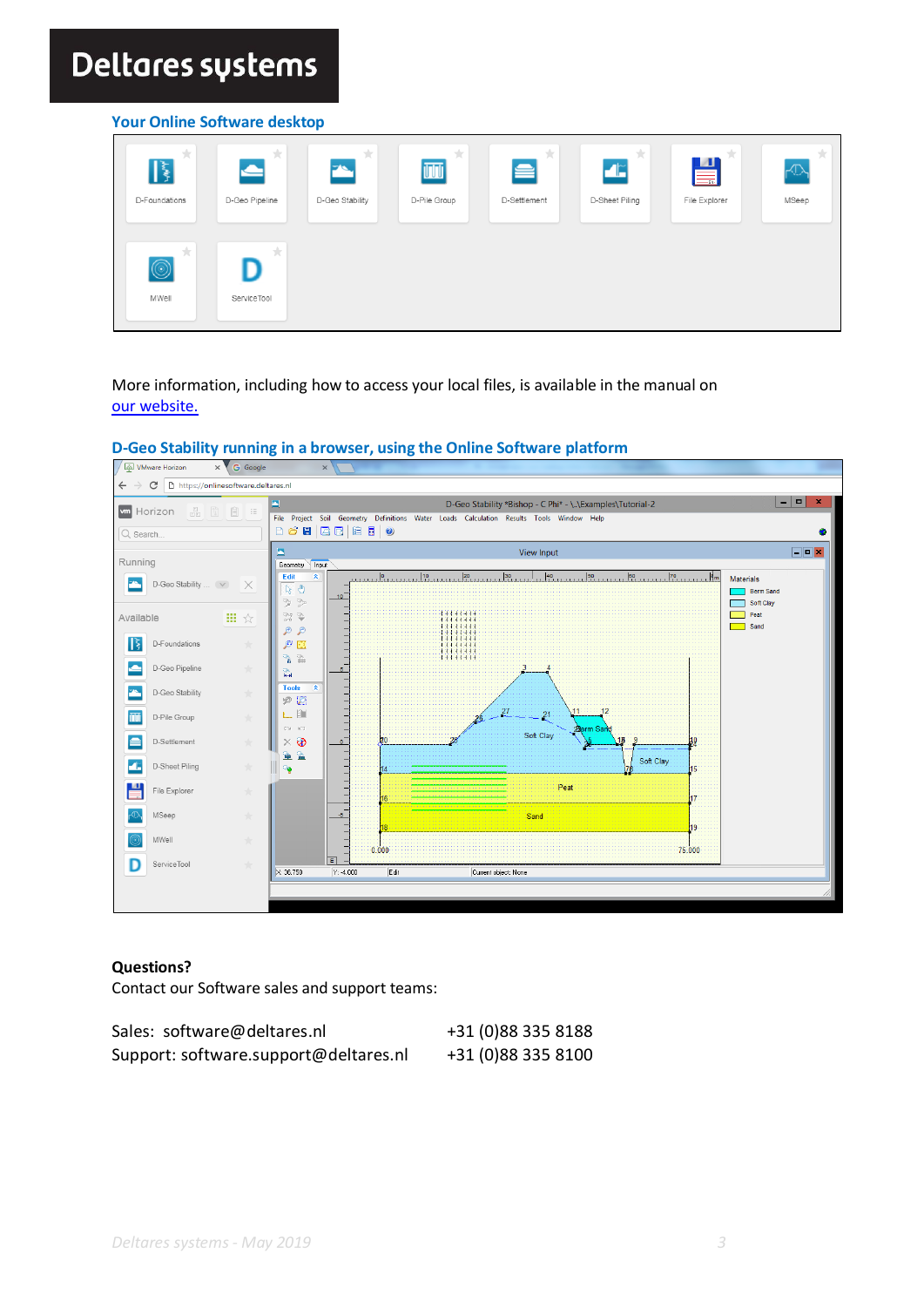Deltares systems

## Your Online Software desktop

D-Foundations
D-Geo Pipeline
D-Geo Stability
D-Pile Group
D-Settlement
D-Sheet Piling
File Explorer
MSeep
MWell
ServiceTool

More information, including how to access your local files, is available in the manual on our website.

## D-Geo Stability running in a browser, using the Online Software platform

**Questions?**
Contact our Software sales and support teams:

| | |
|---|---|
| Sales: software@deltares.nl | +31 (0)88 335 8188 |
| Support: software.support@deltares.nl | +31 (0)88 335 8100 |

*Deltares systems - May 2019*